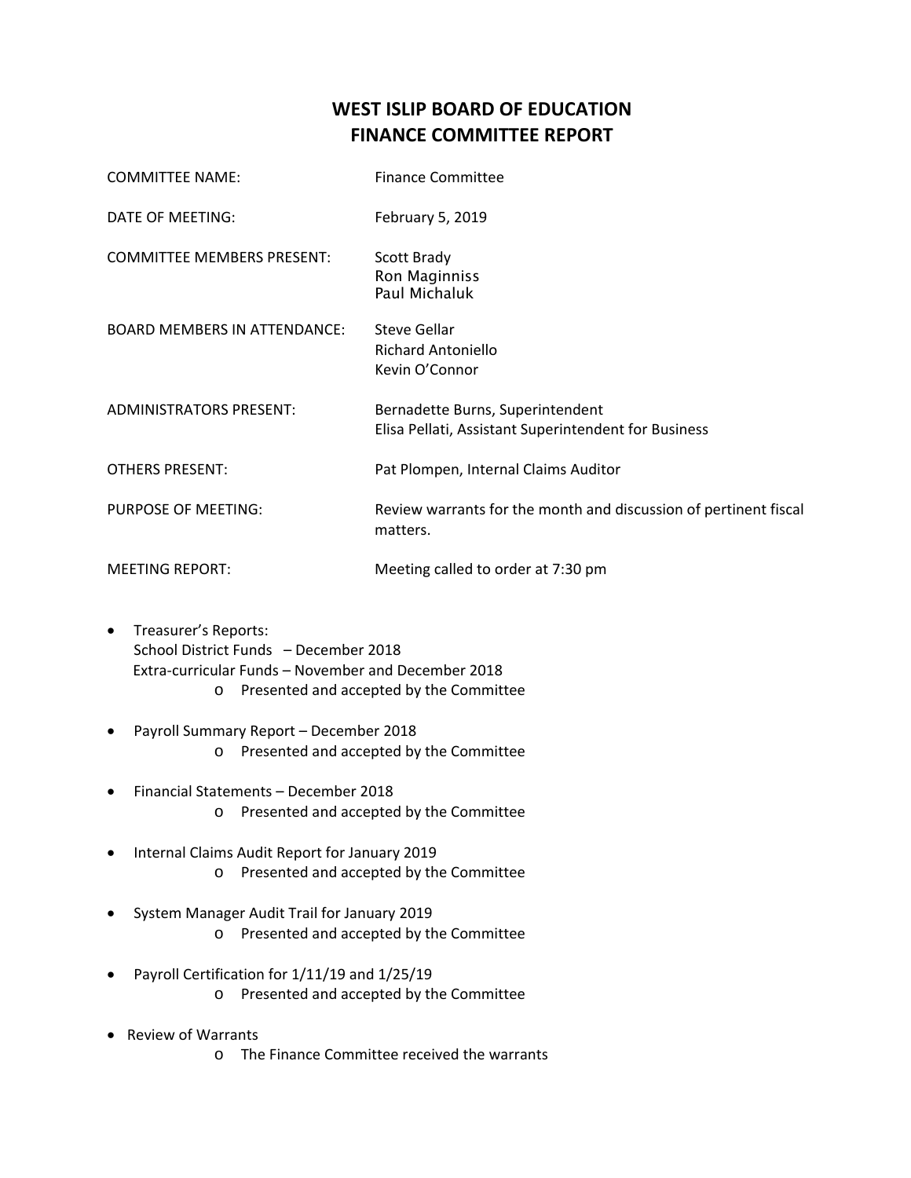# WEST ISLIP BOARD OF EDUCATION
# FINANCE COMMITTEE REPORT

| | |
|---|---|
| COMMITTEE NAME: | Finance Committee |
| DATE OF MEETING: | February 5, 2019 |
| COMMITTEE MEMBERS PRESENT: | Scott Brady<br>Ron Maginniss<br>Paul Michaluk |
| BOARD MEMBERS IN ATTENDANCE: | Steve Gellar<br>Richard Antoniello<br>Kevin O'Connor |
| ADMINISTRATORS PRESENT: | Bernadette Burns, Superintendent<br>Elisa Pellati, Assistant Superintendent for Business |
| OTHERS PRESENT: | Pat Plompen, Internal Claims Auditor |
| PURPOSE OF MEETING: | Review warrants for the month and discussion of pertinent fiscal matters. |
| MEETING REPORT: | Meeting called to order at 7:30 pm |

- Treasurer's Reports:
  School District Funds – December 2018
  Extra-curricular Funds – November and December 2018
  - Presented and accepted by the Committee
- Payroll Summary Report – December 2018
  - Presented and accepted by the Committee
- Financial Statements – December 2018
  - Presented and accepted by the Committee
- Internal Claims Audit Report for January 2019
  - Presented and accepted by the Committee
- System Manager Audit Trail for January 2019
  - Presented and accepted by the Committee
- Payroll Certification for 1/11/19 and 1/25/19
  - Presented and accepted by the Committee
- Review of Warrants
  - The Finance Committee received the warrants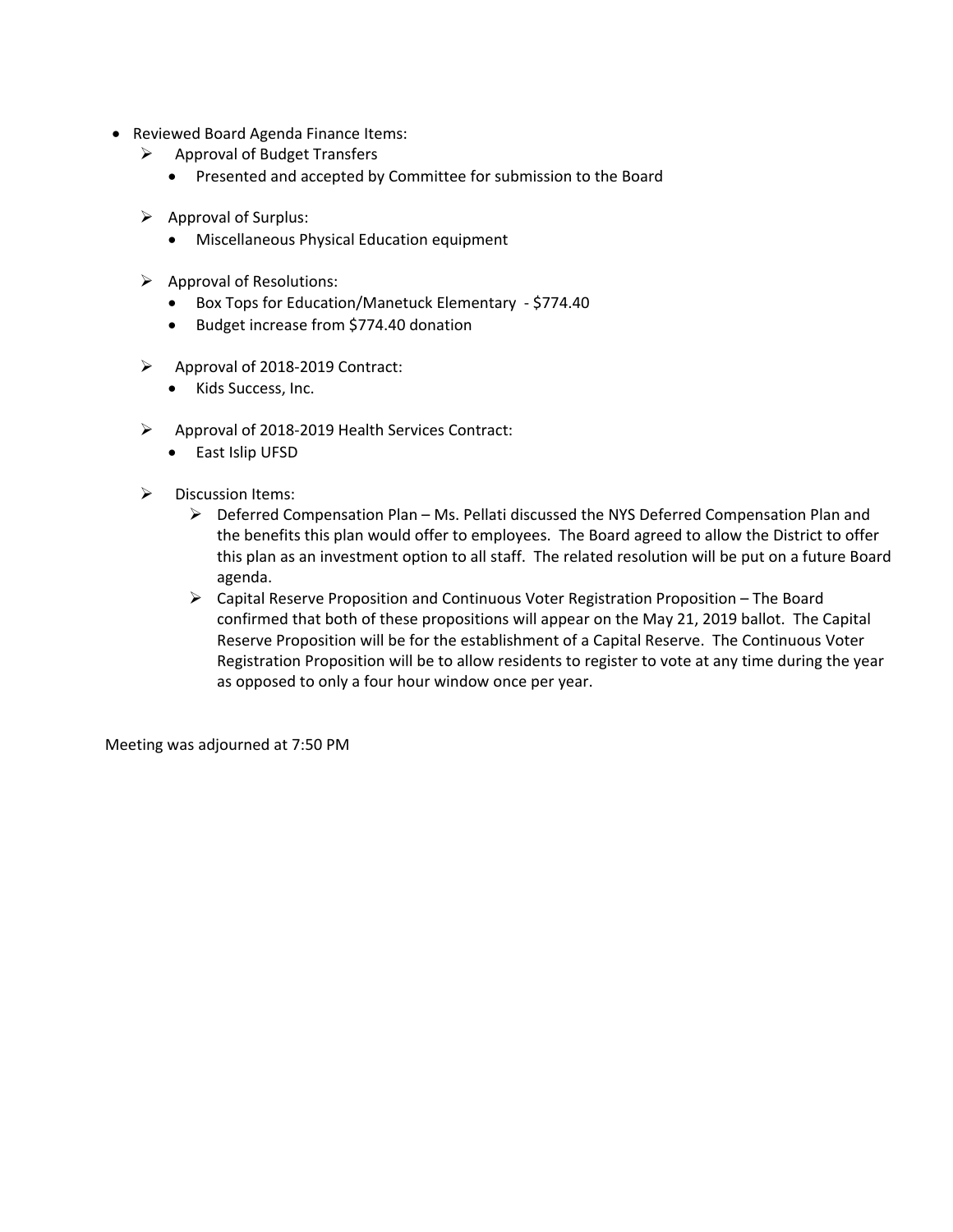- Reviewed Board Agenda Finance Items:
  - Approval of Budget Transfers
    - Presented and accepted by Committee for submission to the Board
  - Approval of Surplus:
    - Miscellaneous Physical Education equipment
  - Approval of Resolutions:
    - Box Tops for Education/Manetuck Elementary - $774.40
    - Budget increase from $774.40 donation
  - Approval of 2018-2019 Contract:
    - Kids Success, Inc.
  - Approval of 2018-2019 Health Services Contract:
    - East Islip UFSD
  - Discussion Items:
    - Deferred Compensation Plan – Ms. Pellati discussed the NYS Deferred Compensation Plan and the benefits this plan would offer to employees. The Board agreed to allow the District to offer this plan as an investment option to all staff. The related resolution will be put on a future Board agenda.
    - Capital Reserve Proposition and Continuous Voter Registration Proposition – The Board confirmed that both of these propositions will appear on the May 21, 2019 ballot. The Capital Reserve Proposition will be for the establishment of a Capital Reserve. The Continuous Voter Registration Proposition will be to allow residents to register to vote at any time during the year as opposed to only a four hour window once per year.

Meeting was adjourned at 7:50 PM